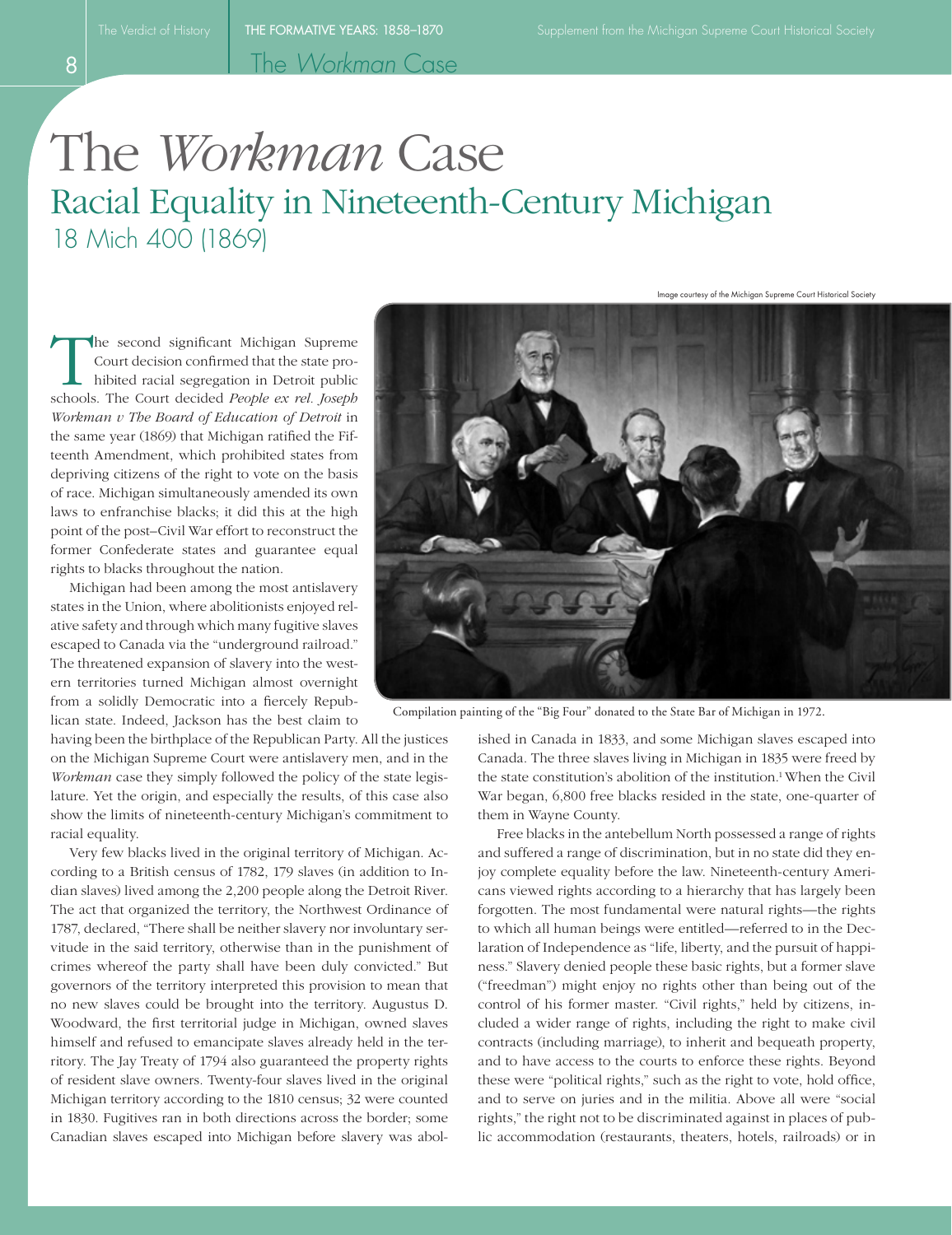# The *Workman* Case

## Racial Equality in Nineteenth-Century Michigan

18 Mich 400 (1869)

Image courtesy of the Michigan Supreme Court Historical Society

Compilation painting of the "Big Four" donated to the State Bar of Michigan in 1972.

The second significant Michigan Supreme Court decision confirmed that the state prohibited racial segregation in Detroit public schools. The Court decided *People ex rel. Joseph Workman v The Board of Education of Detroit* in the same year (1869) that Michigan ratified the Fifteenth Amendment, which prohibited states from depriving citizens of the right to vote on the basis of race. Michigan simultaneously amended its own laws to enfranchise blacks; it did this at the high point of the post–Civil War effort to reconstruct the former Confederate states and guarantee equal rights to blacks throughout the nation.

Michigan had been among the most antislavery states in the Union, where abolitionists enjoyed relative safety and through which many fugitive slaves escaped to Canada via the "underground railroad." The threatened expansion of slavery into the western territories turned Michigan almost overnight from a solidly Democratic into a fiercely Republican state. Indeed, Jackson has the best claim to having been the birthplace of the Republican Party. All the justices on the Michigan Supreme Court were antislavery men, and in the *Workman* case they simply followed the policy of the state legislature. Yet the origin, and especially the results, of this case also show the limits of nineteenth-century Michigan's commitment to racial equality.

Very few blacks lived in the original territory of Michigan. According to a British census of 1782, 179 slaves (in addition to Indian slaves) lived among the 2,200 people along the Detroit River. The act that organized the territory, the Northwest Ordinance of 1787, declared, "There shall be neither slavery nor involuntary servitude in the said territory, otherwise than in the punishment of crimes whereof the party shall have been duly convicted." But governors of the territory interpreted this provision to mean that no new slaves could be brought into the territory. Augustus D. Woodward, the first territorial judge in Michigan, owned slaves himself and refused to emancipate slaves already held in the territory. The Jay Treaty of 1794 also guaranteed the property rights of resident slave owners. Twenty-four slaves lived in the original Michigan territory according to the 1810 census; 32 were counted in 1830. Fugitives ran in both directions across the border; some Canadian slaves escaped into Michigan before slavery was abolished in Canada in 1833, and some Michigan slaves escaped into Canada. The three slaves living in Michigan in 1835 were freed by the state constitution's abolition of the institution.[1] When the Civil War began, 6,800 free blacks resided in the state, one-quarter of them in Wayne County.

Free blacks in the antebellum North possessed a range of rights and suffered a range of discrimination, but in no state did they enjoy complete equality before the law. Nineteenth-century Americans viewed rights according to a hierarchy that has largely been forgotten. The most fundamental were natural rights—the rights to which all human beings were entitled—referred to in the Declaration of Independence as "life, liberty, and the pursuit of happiness." Slavery denied people these basic rights, but a former slave ("freedman") might enjoy no rights other than being out of the control of his former master. "Civil rights," held by citizens, included a wider range of rights, including the right to make civil contracts (including marriage), to inherit and bequeath property, and to have access to the courts to enforce these rights. Beyond these were "political rights," such as the right to vote, hold office, and to serve on juries and in the militia. Above all were "social rights," the right not to be discriminated against in places of public accommodation (restaurants, theaters, hotels, railroads) or in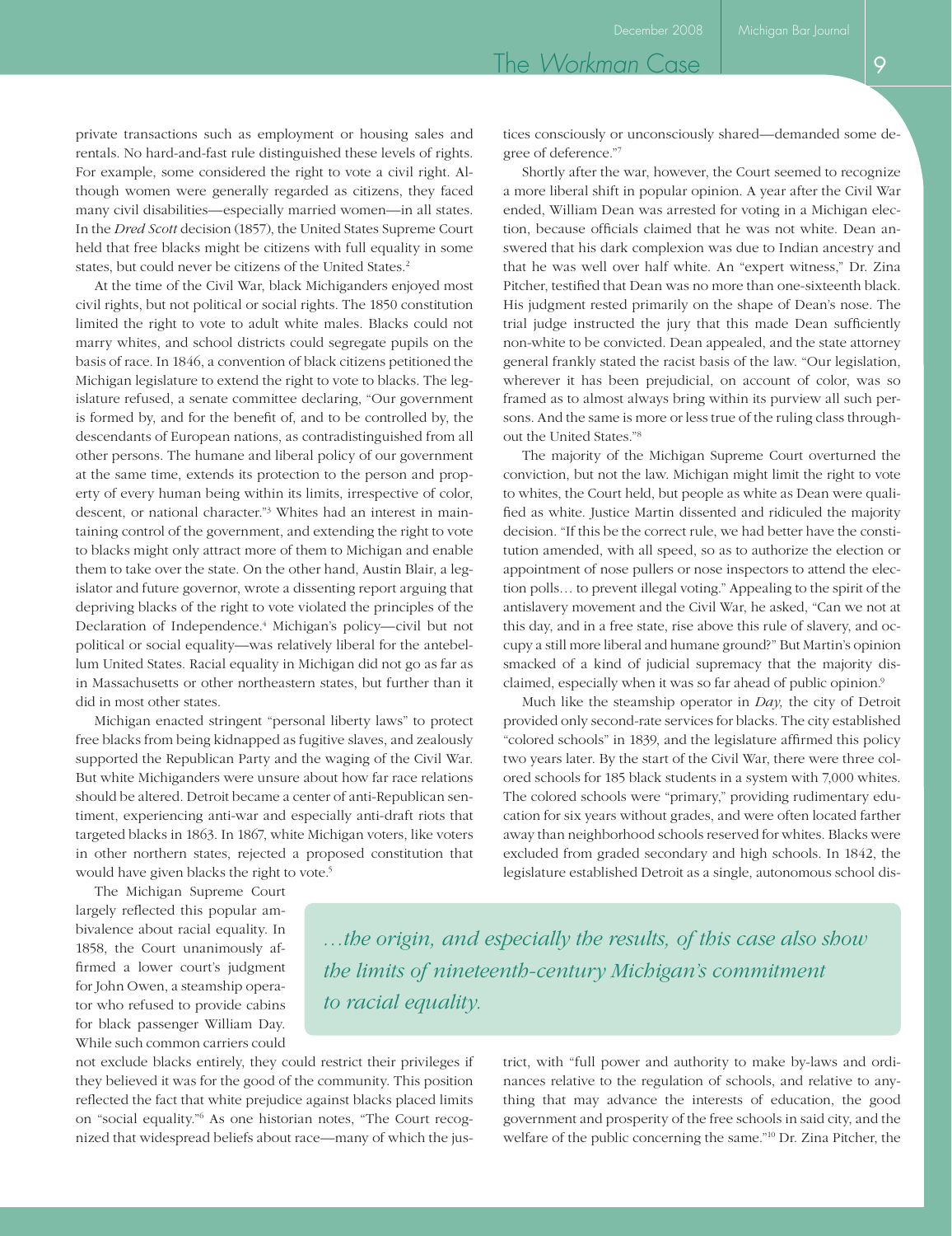private transactions such as employment or housing sales and rentals. No hard-and-fast rule distinguished these levels of rights. For example, some considered the right to vote a civil right. Although women were generally regarded as citizens, they faced many civil disabilities—especially married women—in all states. In the *Dred Scott* decision (1857), the United States Supreme Court held that free blacks might be citizens with full equality in some states, but could never be citizens of the United States.[2]

At the time of the Civil War, black Michiganders enjoyed most civil rights, but not political or social rights. The 1850 constitution limited the right to vote to adult white males. Blacks could not marry whites, and school districts could segregate pupils on the basis of race. In 1846, a convention of black citizens petitioned the Michigan legislature to extend the right to vote to blacks. The legislature refused, a senate committee declaring, "Our government is formed by, and for the benefit of, and to be controlled by, the descendants of European nations, as contradistinguished from all other persons. The humane and liberal policy of our government at the same time, extends its protection to the person and property of every human being within its limits, irrespective of color, descent, or national character."[3] Whites had an interest in maintaining control of the government, and extending the right to vote to blacks might only attract more of them to Michigan and enable them to take over the state. On the other hand, Austin Blair, a legislator and future governor, wrote a dissenting report arguing that depriving blacks of the right to vote violated the principles of the Declaration of Independence.[4] Michigan's policy—civil but not political or social equality—was relatively liberal for the antebellum United States. Racial equality in Michigan did not go as far as in Massachusetts or other northeastern states, but further than it did in most other states.

Michigan enacted stringent "personal liberty laws" to protect free blacks from being kidnapped as fugitive slaves, and zealously supported the Republican Party and the waging of the Civil War. But white Michiganders were unsure about how far race relations should be altered. Detroit became a center of anti-Republican sentiment, experiencing anti-war and especially anti-draft riots that targeted blacks in 1863. In 1867, white Michigan voters, like voters in other northern states, rejected a proposed constitution that would have given blacks the right to vote.[5]

The Michigan Supreme Court largely reflected this popular ambivalence about racial equality. In 1858, the Court unanimously affirmed a lower court's judgment for John Owen, a steamship operator who refused to provide cabins for black passenger William Day. While such common carriers could not exclude blacks entirely, they could restrict their privileges if they believed it was for the good of the community. This position reflected the fact that white prejudice against blacks placed limits on "social equality."[6] As one historian notes, "The Court recognized that widespread beliefs about race—many of which the justices consciously or unconsciously shared—demanded some degree of deference."[7]

Shortly after the war, however, the Court seemed to recognize a more liberal shift in popular opinion. A year after the Civil War ended, William Dean was arrested for voting in a Michigan election, because officials claimed that he was not white. Dean answered that his dark complexion was due to Indian ancestry and that he was well over half white. An "expert witness," Dr. Zina Pitcher, testified that Dean was no more than one-sixteenth black. His judgment rested primarily on the shape of Dean's nose. The trial judge instructed the jury that this made Dean sufficiently non-white to be convicted. Dean appealed, and the state attorney general frankly stated the racist basis of the law. "Our legislation, wherever it has been prejudicial, on account of color, was so framed as to almost always bring within its purview all such persons. And the same is more or less true of the ruling class throughout the United States."[8]

The majority of the Michigan Supreme Court overturned the conviction, but not the law. Michigan might limit the right to vote to whites, the Court held, but people as white as Dean were qualified as white. Justice Martin dissented and ridiculed the majority decision. "If this be the correct rule, we had better have the constitution amended, with all speed, so as to authorize the election or appointment of nose pullers or nose inspectors to attend the election polls… to prevent illegal voting." Appealing to the spirit of the antislavery movement and the Civil War, he asked, "Can we not at this day, and in a free state, rise above this rule of slavery, and occupy a still more liberal and humane ground?" But Martin's opinion smacked of a kind of judicial supremacy that the majority disclaimed, especially when it was so far ahead of public opinion.[9]

Much like the steamship operator in *Day,* the city of Detroit provided only second-rate services for blacks. The city established "colored schools" in 1839, and the legislature affirmed this policy two years later. By the start of the Civil War, there were three colored schools for 185 black students in a system with 7,000 whites. The colored schools were "primary," providing rudimentary education for six years without grades, and were often located farther away than neighborhood schools reserved for whites. Blacks were excluded from graded secondary and high schools. In 1842, the legislature established Detroit as a single, autonomous school district, with "full power and authority to make by-laws and ordinances relative to the regulation of schools, and relative to anything that may advance the interests of education, the good government and prosperity of the free schools in said city, and the welfare of the public concerning the same."[10] Dr. Zina Pitcher, the

*…the origin, and especially the results, of this case also show the limits of nineteenth-century Michigan's commitment to racial equality.*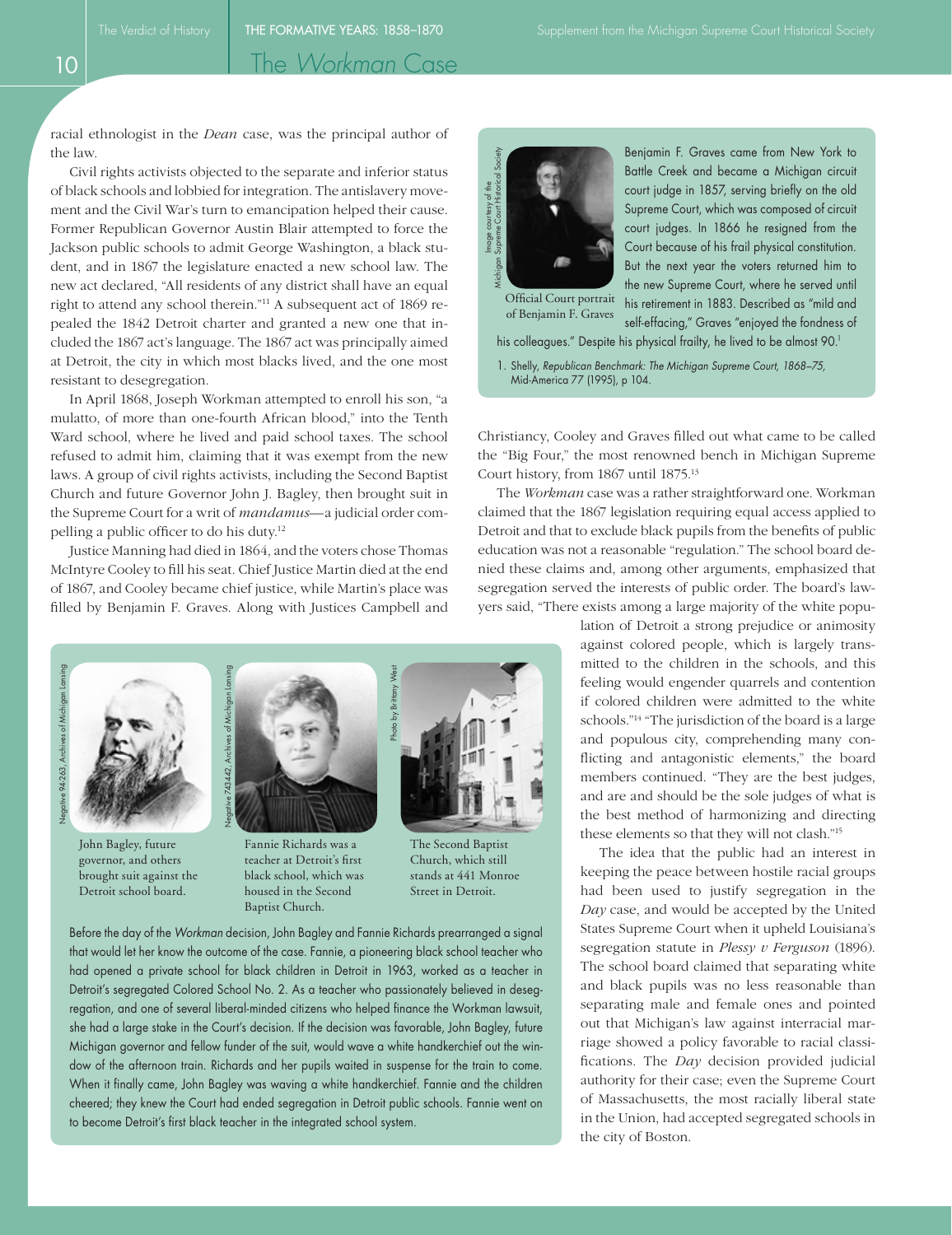racial ethnologist in the *Dean* case, was the principal author of the law.

Civil rights activists objected to the separate and inferior status of black schools and lobbied for integration. The antislavery movement and the Civil War's turn to emancipation helped their cause. Former Republican Governor Austin Blair attempted to force the Jackson public schools to admit George Washington, a black student, and in 1867 the legislature enacted a new school law. The new act declared, "All residents of any district shall have an equal right to attend any school therein."[11] A subsequent act of 1869 repealed the 1842 Detroit charter and granted a new one that included the 1867 act's language. The 1867 act was principally aimed at Detroit, the city in which most blacks lived, and the one most resistant to desegregation.

In April 1868, Joseph Workman attempted to enroll his son, "a mulatto, of more than one-fourth African blood," into the Tenth Ward school, where he lived and paid school taxes. The school refused to admit him, claiming that it was exempt from the new laws. A group of civil rights activists, including the Second Baptist Church and future Governor John J. Bagley, then brought suit in the Supreme Court for a writ of *mandamus*—a judicial order compelling a public officer to do his duty.[12]

Justice Manning had died in 1864, and the voters chose Thomas McIntyre Cooley to fill his seat. Chief Justice Martin died at the end of 1867, and Cooley became chief justice, while Martin's place was filled by Benjamin F. Graves. Along with Justices Campbell and Christiancy, Cooley and Graves filled out what came to be called the "Big Four," the most renowned bench in Michigan Supreme Court history, from 1867 until 1875.[13]

Official Court portrait of Benjamin F. Graves

Benjamin F. Graves came from New York to Battle Creek and became a Michigan circuit court judge in 1857, serving briefly on the old Supreme Court, which was composed of circuit court judges. In 1866 he resigned from the Court because of his frail physical constitution. But the next year the voters returned him to the new Supreme Court, where he served until his retirement in 1883. Described as "mild and self-effacing," Graves "enjoyed the fondness of his colleagues." Despite his physical frailty, he lived to be almost 90.[1]

1. Shelly, *Republican Benchmark: The Michigan Supreme Court, 1868–75*, Mid-America 77 (1995), p 104.

The *Workman* case was a rather straightforward one. Workman claimed that the 1867 legislation requiring equal access applied to Detroit and that to exclude black pupils from the benefits of public education was not a reasonable "regulation." The school board denied these claims and, among other arguments, emphasized that segregation served the interests of public order. The board's lawyers said, "There exists among a large majority of the white population of Detroit a strong prejudice or animosity against colored people, which is largely transmitted to the children in the schools, and this feeling would engender quarrels and contention if colored children were admitted to the white schools."[14] "The jurisdiction of the board is a large and populous city, comprehending many conflicting and antagonistic elements," the board members continued. "They are the best judges, and are and should be the sole judges of what is the best method of harmonizing and directing these elements so that they will not clash."[15]

The idea that the public had an interest in keeping the peace between hostile racial groups had been used to justify segregation in the *Day* case, and would be accepted by the United States Supreme Court when it upheld Louisiana's segregation statute in *Plessy v Ferguson* (1896). The school board claimed that separating white and black pupils was no less reasonable than separating male and female ones and pointed out that Michigan's law against interracial marriage showed a policy favorable to racial classifications. The *Day* decision provided judicial authority for their case; even the Supreme Court of Massachusetts, the most racially liberal state in the Union, had accepted segregated schools in the city of Boston.

John Bagley, future governor, and others brought suit against the Detroit school board.

Fannie Richards was a teacher at Detroit's first black school, which was housed in the Second Baptist Church.

The Second Baptist Church, which still stands at 441 Monroe Street in Detroit.

Before the day of the *Workman* decision, John Bagley and Fannie Richards prearranged a signal that would let her know the outcome of the case. Fannie, a pioneering black school teacher who had opened a private school for black children in Detroit in 1963, worked as a teacher in Detroit's segregated Colored School No. 2. As a teacher who passionately believed in desegregation, and one of several liberal-minded citizens who helped finance the Workman lawsuit, she had a large stake in the Court's decision. If the decision was favorable, John Bagley, future Michigan governor and fellow funder of the suit, would wave a white handkerchief out the window of the afternoon train. Richards and her pupils waited in suspense for the train to come. When it finally came, John Bagley was waving a white handkerchief. Fannie and the children cheered; they knew the Court had ended segregation in Detroit public schools. Fannie went on to become Detroit's first black teacher in the integrated school system.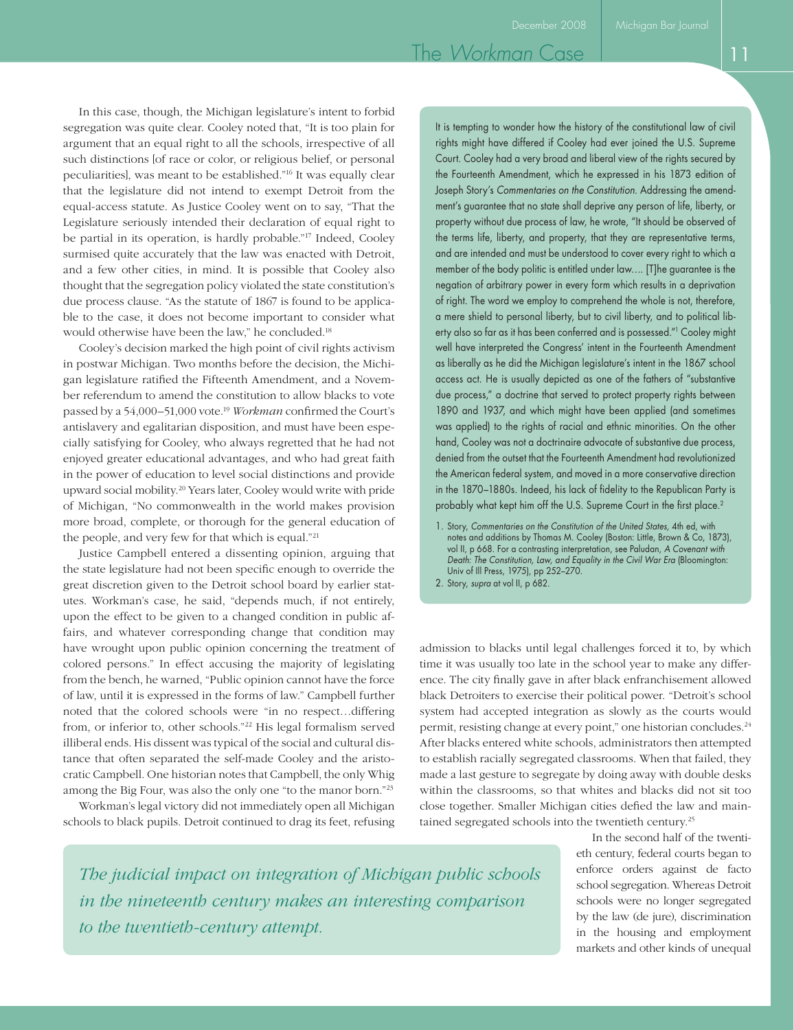In this case, though, the Michigan legislature's intent to forbid segregation was quite clear. Cooley noted that, "It is too plain for argument that an equal right to all the schools, irrespective of all such distinctions [of race or color, or religious belief, or personal peculiarities], was meant to be established."[16] It was equally clear that the legislature did not intend to exempt Detroit from the equal-access statute. As Justice Cooley went on to say, "That the Legislature seriously intended their declaration of equal right to be partial in its operation, is hardly probable."[17] Indeed, Cooley surmised quite accurately that the law was enacted with Detroit, and a few other cities, in mind. It is possible that Cooley also thought that the segregation policy violated the state constitution's due process clause. "As the statute of 1867 is found to be applicable to the case, it does not become important to consider what would otherwise have been the law," he concluded.[18]

Cooley's decision marked the high point of civil rights activism in postwar Michigan. Two months before the decision, the Michigan legislature ratified the Fifteenth Amendment, and a November referendum to amend the constitution to allow blacks to vote passed by a 54,000–51,000 vote.[19] *Workman* confirmed the Court's antislavery and egalitarian disposition, and must have been especially satisfying for Cooley, who always regretted that he had not enjoyed greater educational advantages, and who had great faith in the power of education to level social distinctions and provide upward social mobility.[20] Years later, Cooley would write with pride of Michigan, "No commonwealth in the world makes provision more broad, complete, or thorough for the general education of the people, and very few for that which is equal."[21]

Justice Campbell entered a dissenting opinion, arguing that the state legislature had not been specific enough to override the great discretion given to the Detroit school board by earlier statutes. Workman's case, he said, "depends much, if not entirely, upon the effect to be given to a changed condition in public affairs, and whatever corresponding change that condition may have wrought upon public opinion concerning the treatment of colored persons." In effect accusing the majority of legislating from the bench, he warned, "Public opinion cannot have the force of law, until it is expressed in the forms of law." Campbell further noted that the colored schools were "in no respect…differing from, or inferior to, other schools."[22] His legal formalism served illiberal ends. His dissent was typical of the social and cultural distance that often separated the self-made Cooley and the aristocratic Campbell. One historian notes that Campbell, the only Whig among the Big Four, was also the only one "to the manor born."[23]

Workman's legal victory did not immediately open all Michigan schools to black pupils. Detroit continued to drag its feet, refusing admission to blacks until legal challenges forced it to, by which time it was usually too late in the school year to make any difference. The city finally gave in after black enfranchisement allowed black Detroiters to exercise their political power. "Detroit's school system had accepted integration as slowly as the courts would permit, resisting change at every point," one historian concludes.[24] After blacks entered white schools, administrators then attempted to establish racially segregated classrooms. When that failed, they made a last gesture to segregate by doing away with double desks within the classrooms, so that whites and blacks did not sit too close together. Smaller Michigan cities defied the law and maintained segregated schools into the twentieth century.[25]

In the second half of the twentieth century, federal courts began to enforce orders against de facto school segregation. Whereas Detroit schools were no longer segregated by the law (de jure), discrimination in the housing and employment markets and other kinds of unequal

*The judicial impact on integration of Michigan public schools in the nineteenth century makes an interesting comparison to the twentieth-century attempt.*

---

It is tempting to wonder how the history of the constitutional law of civil rights might have differed if Cooley had ever joined the U.S. Supreme Court. Cooley had a very broad and liberal view of the rights secured by the Fourteenth Amendment, which he expressed in his 1873 edition of Joseph Story's *Commentaries on the Constitution*. Addressing the amendment's guarantee that no state shall deprive any person of life, liberty, or property without due process of law, he wrote, "It should be observed of the terms life, liberty, and property, that they are representative terms, and are intended and must be understood to cover every right to which a member of the body politic is entitled under law.… [T]he guarantee is the negation of arbitrary power in every form which results in a deprivation of right. The word we employ to comprehend the whole is not, therefore, a mere shield to personal liberty, but to civil liberty, and to political liberty also so far as it has been conferred and is possessed."[1] Cooley might well have interpreted the Congress' intent in the Fourteenth Amendment as liberally as he did the Michigan legislature's intent in the 1867 school access act. He is usually depicted as one of the fathers of "substantive due process," a doctrine that served to protect property rights between 1890 and 1937, and which might have been applied (and sometimes was applied) to the rights of racial and ethnic minorities. On the other hand, Cooley was not a doctrinaire advocate of substantive due process, denied from the outset that the Fourteenth Amendment had revolutionized the American federal system, and moved in a more conservative direction in the 1870–1880s. Indeed, his lack of fidelity to the Republican Party is probably what kept him off the U.S. Supreme Court in the first place.[2]

1. Story, *Commentaries on the Constitution of the United States*, 4th ed, with notes and additions by Thomas M. Cooley (Boston: Little, Brown & Co, 1873), vol II, p 668. For a contrasting interpretation, see Paludan, *A Covenant with Death: The Constitution, Law, and Equality in the Civil War Era* (Bloomington: Univ of Ill Press, 1975), pp 252–270.
2. Story, *supra* at vol II, p 682.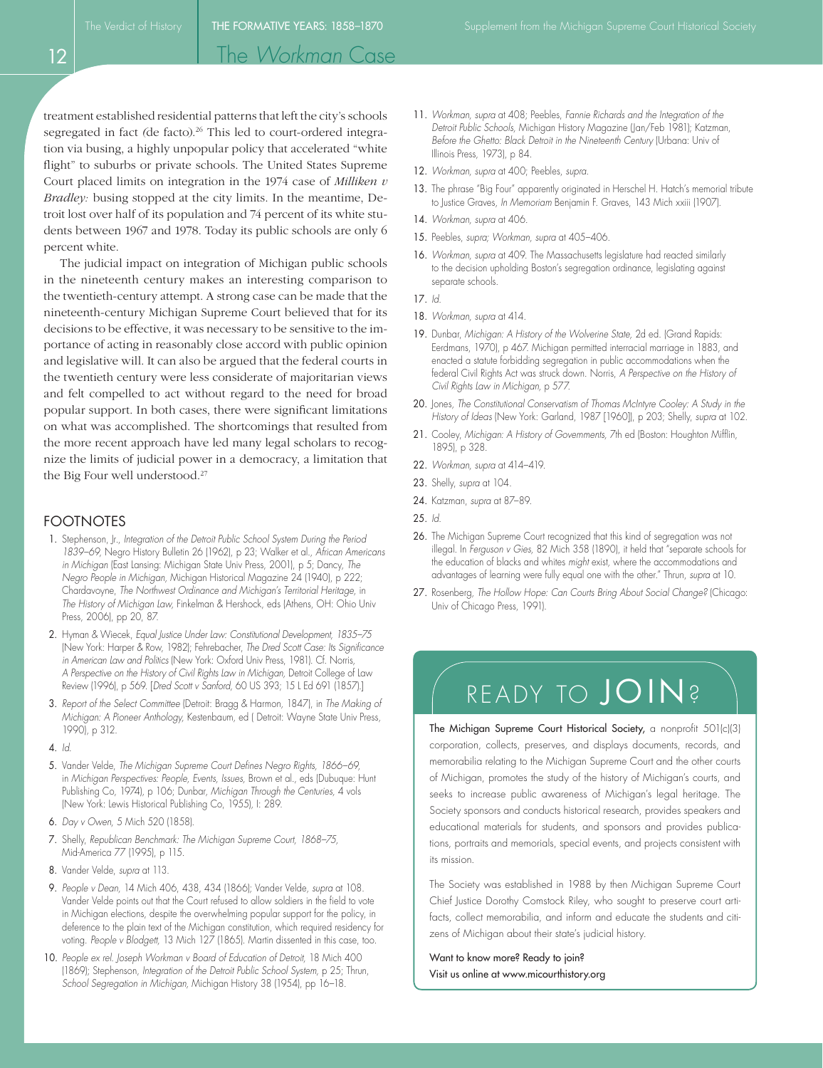treatment established residential patterns that left the city's schools segregated in fact *(*de facto).[26] This led to court-ordered integration via busing, a highly unpopular policy that accelerated "white flight" to suburbs or private schools. The United States Supreme Court placed limits on integration in the 1974 case of *Milliken v Bradley:* busing stopped at the city limits. In the meantime, Detroit lost over half of its population and 74 percent of its white students between 1967 and 1978. Today its public schools are only 6 percent white.

The judicial impact on integration of Michigan public schools in the nineteenth century makes an interesting comparison to the twentieth-century attempt. A strong case can be made that the nineteenth-century Michigan Supreme Court believed that for its decisions to be effective, it was necessary to be sensitive to the importance of acting in reasonably close accord with public opinion and legislative will. It can also be argued that the federal courts in the twentieth century were less considerate of majoritarian views and felt compelled to act without regard to the need for broad popular support. In both cases, there were significant limitations on what was accomplished. The shortcomings that resulted from the more recent approach have led many legal scholars to recognize the limits of judicial power in a democracy, a limitation that the Big Four well understood.[27]

## FOOTNOTES

1. Stephenson, Jr., *Integration of the Detroit Public School System During the Period 1839–69,* Negro History Bulletin 26 (1962), p 23; Walker et al., *African Americans in Michigan* (East Lansing: Michigan State Univ Press, 2001), p 5; Dancy, *The Negro People in Michigan,* Michigan Historical Magazine 24 (1940), p 222; Chardavoyne, *The Northwest Ordinance and Michigan's Territorial Heritage,* in *The History of Michigan Law,* Finkelman & Hershock, eds (Athens, OH: Ohio Univ Press, 2006), pp 20, 87.
2. Hyman & Wiecek, *Equal Justice Under Law: Constitutional Development, 1835–75* (New York: Harper & Row, 1982); Fehrebacher, *The Dred Scott Case: Its Significance in American Law and Politics* (New York: Oxford Univ Press, 1981). Cf. Norris, *A Perspective on the History of Civil Rights Law in Michigan,* Detroit College of Law Review (1996), p 569. [*Dred Scott v Sanford,* 60 US 393; 15 L Ed 691 (1857).]
3. *Report of the Select Committee* (Detroit: Bragg & Harmon, 1847), in *The Making of Michigan: A Pioneer Anthology,* Kestenbaum, ed ( Detroit: Wayne State Univ Press, 1990), p 312.
4. *Id.*
5. Vander Velde, *The Michigan Supreme Court Defines Negro Rights, 1866–69,* in *Michigan Perspectives: People, Events, Issues,* Brown et al., eds (Dubuque: Hunt Publishing Co, 1974), p 106; Dunbar, *Michigan Through the Centuries,* 4 vols (New York: Lewis Historical Publishing Co, 1955), I: 289.
6. *Day v Owen,* 5 Mich 520 (1858).
7. Shelly, *Republican Benchmark: The Michigan Supreme Court, 1868–75,* Mid-America 77 (1995), p 115.
8. Vander Velde, *supra* at 113.
9. *People v Dean,* 14 Mich 406, 438, 434 (1866); Vander Velde, *supra* at 108. Vander Velde points out that the Court refused to allow soldiers in the field to vote in Michigan elections, despite the overwhelming popular support for the policy, in deference to the plain text of the Michigan constitution, which required residency for voting. *People v Blodgett,* 13 Mich 127 (1865). Martin dissented in this case, too.
10. *People ex rel. Joseph Workman v Board of Education of Detroit,* 18 Mich 400 (1869); Stephenson, *Integration of the Detroit Public School System,* p 25; Thrun, *School Segregation in Michigan,* Michigan History 38 (1954), pp 16–18.
11. *Workman, supra* at 408; Peebles, *Fannie Richards and the Integration of the Detroit Public Schools,* Michigan History Magazine (Jan/Feb 1981); Katzman, *Before the Ghetto: Black Detroit in the Nineteenth Century* (Urbana: Univ of Illinois Press, 1973), p 84.
12. *Workman, supra* at 400; Peebles, *supra.*
13. The phrase "Big Four" apparently originated in Herschel H. Hatch's memorial tribute to Justice Graves, *In Memoriam* Benjamin F. Graves, 143 Mich xxiii (1907).
14. *Workman, supra* at 406.
15. Peebles, *supra; Workman, supra* at 405–406.
16. *Workman, supra* at 409. The Massachusetts legislature had reacted similarly to the decision upholding Boston's segregation ordinance, legislating against separate schools.
17. *Id.*
18. *Workman, supra* at 414.
19. Dunbar, *Michigan: A History of the Wolverine State,* 2d ed. (Grand Rapids: Eerdmans, 1970), p 467. Michigan permitted interracial marriage in 1883, and enacted a statute forbidding segregation in public accommodations when the federal Civil Rights Act was struck down. Norris, *A Perspective on the History of Civil Rights Law in Michigan,* p 577.
20. Jones, *The Constitutional Conservatism of Thomas McIntyre Cooley: A Study in the History of Ideas* (New York: Garland, 1987 [1960]), p 203; Shelly, *supra* at 102.
21. Cooley, *Michigan: A History of Governments,* 7th ed (Boston: Houghton Mifflin, 1895), p 328.
22. *Workman, supra* at 414–419.
23. Shelly, *supra* at 104.
24. Katzman, *supra* at 87–89.
25. *Id.*
26. The Michigan Supreme Court recognized that this kind of segregation was not illegal. In *Ferguson v Gies,* 82 Mich 358 (1890), it held that "separate schools for the education of blacks and whites *might* exist, where the accommodations and advantages of learning were fully equal one with the other." Thrun, *supra* at 10.
27. Rosenberg, *The Hollow Hope: Can Courts Bring About Social Change?* (Chicago: Univ of Chicago Press, 1991).

## READY TO JOIN?

**The Michigan Supreme Court Historical Society,** a nonprofit 501(c)(3) corporation, collects, preserves, and displays documents, records, and memorabilia relating to the Michigan Supreme Court and the other courts of Michigan, promotes the study of the history of Michigan's courts, and seeks to increase public awareness of Michigan's legal heritage. The Society sponsors and conducts historical research, provides speakers and educational materials for students, and sponsors and provides publications, portraits and memorials, special events, and projects consistent with its mission.

The Society was established in 1988 by then Michigan Supreme Court Chief Justice Dorothy Comstock Riley, who sought to preserve court artifacts, collect memorabilia, and inform and educate the students and citizens of Michigan about their state's judicial history.

Want to know more? Ready to join?
Visit us online at www.micourthistory.org